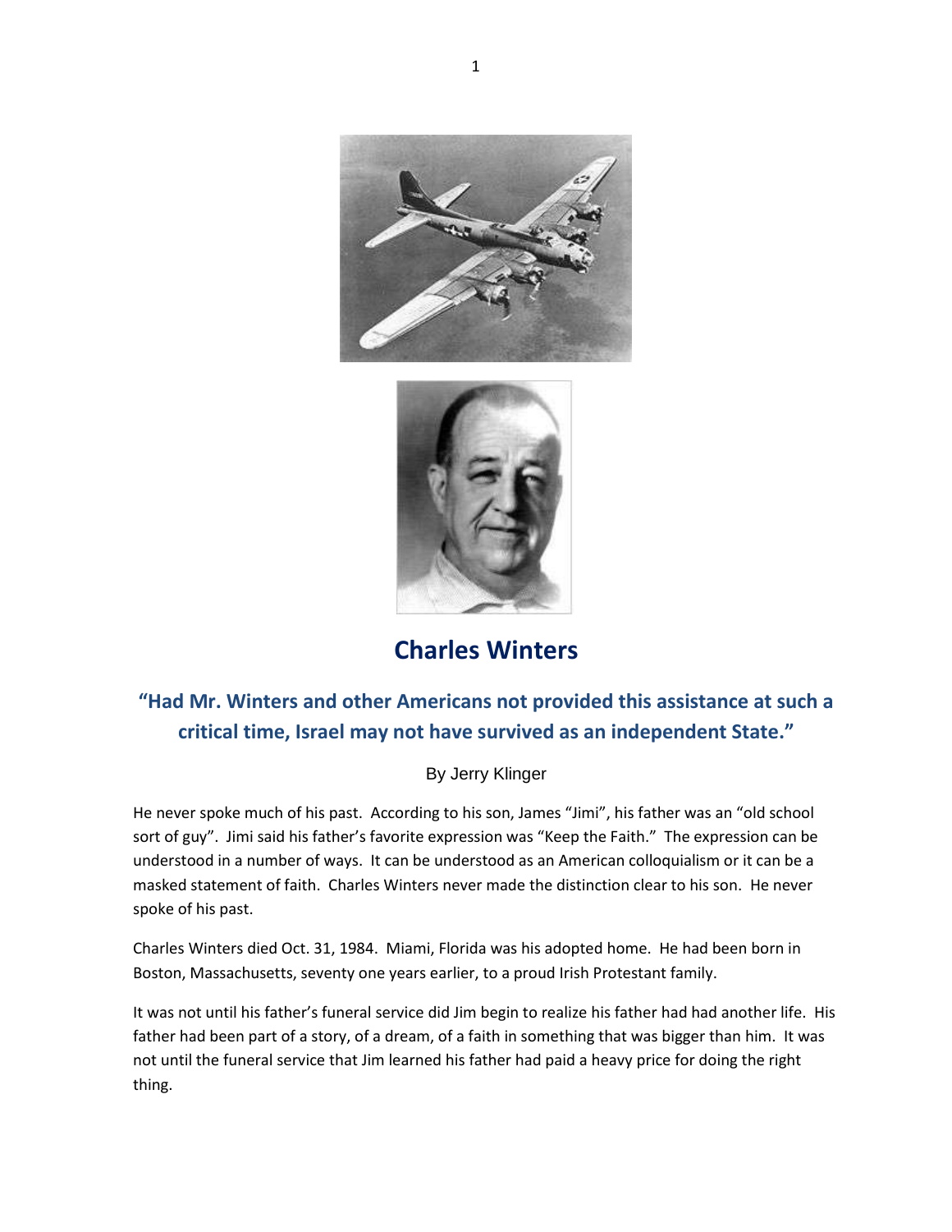# Charles Winters

## "Had Mr. Winters and other Americans not provided this assistance at such a critical time, Israel may not have survived as an independent State."

By Jerry Klinger

He never spoke much of his past. According to his son, James "Jimi", his father was an "old school sort of guy". Jimi said his father's favorite expression was "Keep the Faith." The expression can be understood in a number of ways. It can be understood as an American colloquialism or it can be a masked statement of faith. Charles Winters never made the distinction clear to his son. He never spoke of his past.

Charles Winters died Oct. 31, 1984. Miami, Florida was his adopted home. He had been born in Boston, Massachusetts, seventy one years earlier, to a proud Irish Protestant family.

It was not until his father's funeral service did Jim begin to realize his father had had another life. His father had been part of a story, of a dream, of a faith in something that was bigger than him. It was not until the funeral service that Jim learned his father had paid a heavy price for doing the right thing.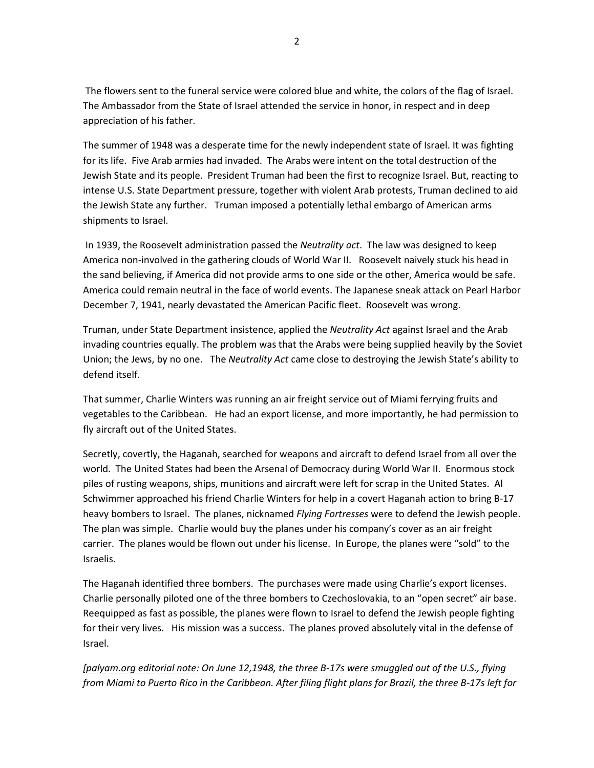The flowers sent to the funeral service were colored blue and white, the colors of the flag of Israel. The Ambassador from the State of Israel attended the service in honor, in respect and in deep appreciation of his father.

The summer of 1948 was a desperate time for the newly independent state of Israel. It was fighting for its life. Five Arab armies had invaded. The Arabs were intent on the total destruction of the Jewish State and its people. President Truman had been the first to recognize Israel. But, reacting to intense U.S. State Department pressure, together with violent Arab protests, Truman declined to aid the Jewish State any further. Truman imposed a potentially lethal embargo of American arms shipments to Israel.

In 1939, the Roosevelt administration passed the *Neutrality act*. The law was designed to keep America non-involved in the gathering clouds of World War II. Roosevelt naively stuck his head in the sand believing, if America did not provide arms to one side or the other, America would be safe. America could remain neutral in the face of world events. The Japanese sneak attack on Pearl Harbor December 7, 1941, nearly devastated the American Pacific fleet. Roosevelt was wrong.

Truman, under State Department insistence, applied the *Neutrality Act* against Israel and the Arab invading countries equally. The problem was that the Arabs were being supplied heavily by the Soviet Union; the Jews, by no one. The *Neutrality Act* came close to destroying the Jewish State's ability to defend itself.

That summer, Charlie Winters was running an air freight service out of Miami ferrying fruits and vegetables to the Caribbean. He had an export license, and more importantly, he had permission to fly aircraft out of the United States.

Secretly, covertly, the Haganah, searched for weapons and aircraft to defend Israel from all over the world. The United States had been the Arsenal of Democracy during World War II. Enormous stock piles of rusting weapons, ships, munitions and aircraft were left for scrap in the United States. Al Schwimmer approached his friend Charlie Winters for help in a covert Haganah action to bring B-17 heavy bombers to Israel. The planes, nicknamed *Flying Fortresses* were to defend the Jewish people. The plan was simple. Charlie would buy the planes under his company's cover as an air freight carrier. The planes would be flown out under his license. In Europe, the planes were "sold" to the Israelis.

The Haganah identified three bombers. The purchases were made using Charlie's export licenses. Charlie personally piloted one of the three bombers to Czechoslovakia, to an "open secret" air base. Reequipped as fast as possible, the planes were flown to Israel to defend the Jewish people fighting for their very lives. His mission was a success. The planes proved absolutely vital in the defense of Israel.

*[palyam.org editorial note: On June 12,1948, the three B-17s were smuggled out of the U.S., flying from Miami to Puerto Rico in the Caribbean. After filing flight plans for Brazil, the three B-17s left for*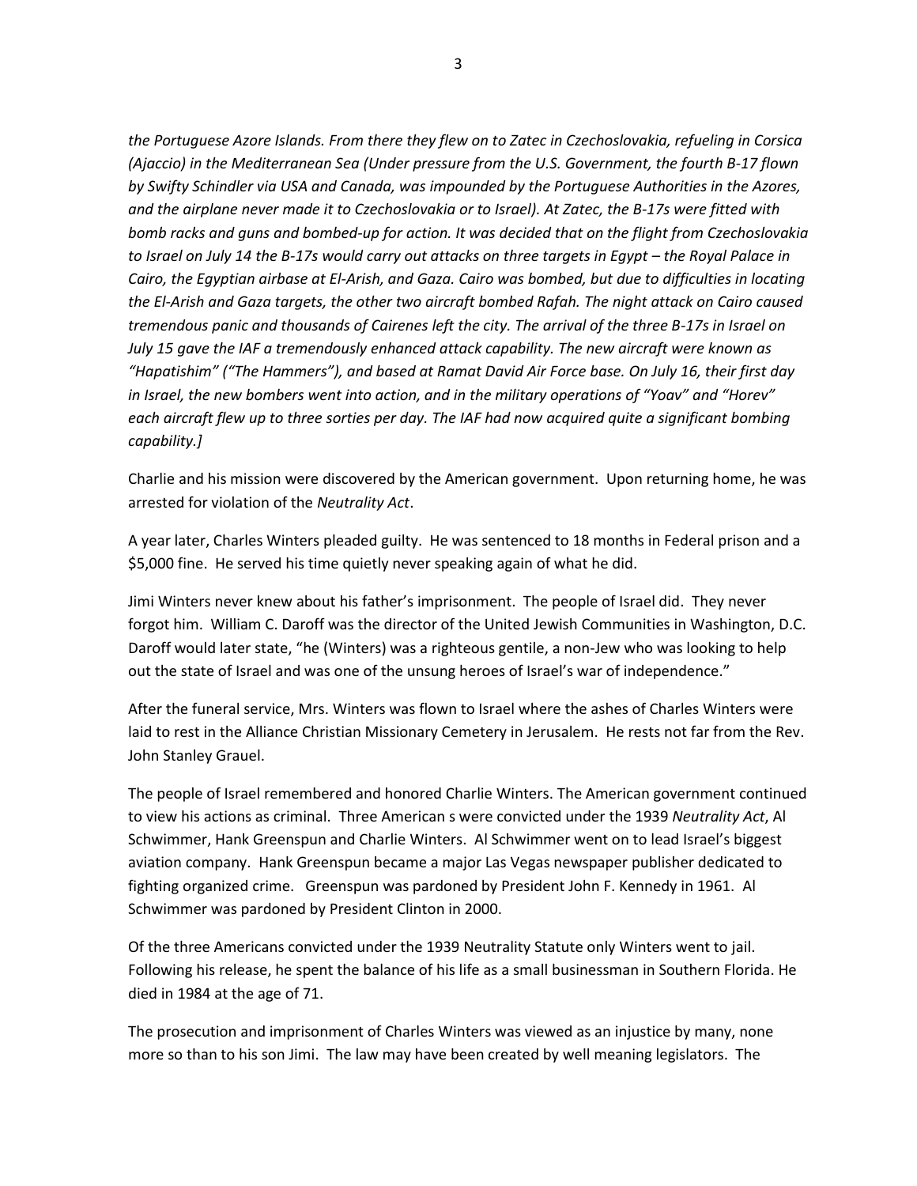*the Portuguese Azore Islands. From there they flew on to Zatec in Czechoslovakia, refueling in Corsica (Ajaccio) in the Mediterranean Sea (Under pressure from the U.S. Government, the fourth B-17 flown by Swifty Schindler via USA and Canada, was impounded by the Portuguese Authorities in the Azores, and the airplane never made it to Czechoslovakia or to Israel). At Zatec, the B-17s were fitted with bomb racks and guns and bombed-up for action. It was decided that on the flight from Czechoslovakia to Israel on July 14 the B-17s would carry out attacks on three targets in Egypt – the Royal Palace in Cairo, the Egyptian airbase at El-Arish, and Gaza. Cairo was bombed, but due to difficulties in locating the El-Arish and Gaza targets, the other two aircraft bombed Rafah. The night attack on Cairo caused tremendous panic and thousands of Cairenes left the city. The arrival of the three B-17s in Israel on July 15 gave the IAF a tremendously enhanced attack capability. The new aircraft were known as "Hapatishim" ("The Hammers"), and based at Ramat David Air Force base. On July 16, their first day in Israel, the new bombers went into action, and in the military operations of "Yoav" and "Horev" each aircraft flew up to three sorties per day. The IAF had now acquired quite a significant bombing capability.]*

Charlie and his mission were discovered by the American government. Upon returning home, he was arrested for violation of the *Neutrality Act*.

A year later, Charles Winters pleaded guilty. He was sentenced to 18 months in Federal prison and a $5,000 fine. He served his time quietly never speaking again of what he did.

Jimi Winters never knew about his father's imprisonment. The people of Israel did. They never forgot him. William C. Daroff was the director of the United Jewish Communities in Washington, D.C. Daroff would later state, "he (Winters) was a righteous gentile, a non-Jew who was looking to help out the state of Israel and was one of the unsung heroes of Israel's war of independence."

After the funeral service, Mrs. Winters was flown to Israel where the ashes of Charles Winters were laid to rest in the Alliance Christian Missionary Cemetery in Jerusalem. He rests not far from the Rev. John Stanley Grauel.

The people of Israel remembered and honored Charlie Winters. The American government continued to view his actions as criminal. Three American s were convicted under the 1939 *Neutrality Act*, Al Schwimmer, Hank Greenspun and Charlie Winters. Al Schwimmer went on to lead Israel's biggest aviation company. Hank Greenspun became a major Las Vegas newspaper publisher dedicated to fighting organized crime. Greenspun was pardoned by President John F. Kennedy in 1961. Al Schwimmer was pardoned by President Clinton in 2000.

Of the three Americans convicted under the 1939 Neutrality Statute only Winters went to jail. Following his release, he spent the balance of his life as a small businessman in Southern Florida. He died in 1984 at the age of 71.

The prosecution and imprisonment of Charles Winters was viewed as an injustice by many, none more so than to his son Jimi. The law may have been created by well meaning legislators. The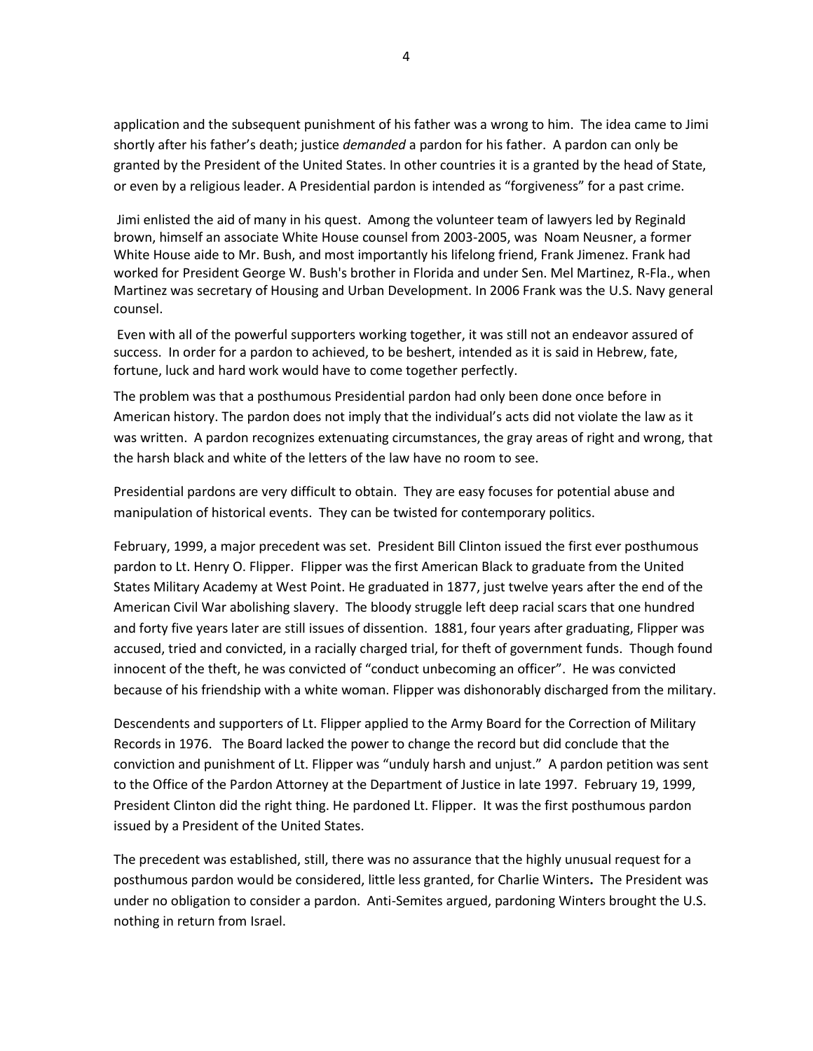application and the subsequent punishment of his father was a wrong to him. The idea came to Jimi shortly after his father's death; justice *demanded* a pardon for his father. A pardon can only be granted by the President of the United States. In other countries it is a granted by the head of State, or even by a religious leader. A Presidential pardon is intended as "forgiveness" for a past crime.

Jimi enlisted the aid of many in his quest. Among the volunteer team of lawyers led by Reginald brown, himself an associate White House counsel from 2003-2005, was Noam Neusner, a former White House aide to Mr. Bush, and most importantly his lifelong friend, Frank Jimenez. Frank had worked for President George W. Bush's brother in Florida and under Sen. Mel Martinez, R-Fla., when Martinez was secretary of Housing and Urban Development. In 2006 Frank was the U.S. Navy general counsel.

Even with all of the powerful supporters working together, it was still not an endeavor assured of success. In order for a pardon to achieved, to be beshert, intended as it is said in Hebrew, fate, fortune, luck and hard work would have to come together perfectly.

The problem was that a posthumous Presidential pardon had only been done once before in American history. The pardon does not imply that the individual's acts did not violate the law as it was written. A pardon recognizes extenuating circumstances, the gray areas of right and wrong, that the harsh black and white of the letters of the law have no room to see.

Presidential pardons are very difficult to obtain. They are easy focuses for potential abuse and manipulation of historical events. They can be twisted for contemporary politics.

February, 1999, a major precedent was set. President Bill Clinton issued the first ever posthumous pardon to Lt. Henry O. Flipper. Flipper was the first American Black to graduate from the United States Military Academy at West Point. He graduated in 1877, just twelve years after the end of the American Civil War abolishing slavery. The bloody struggle left deep racial scars that one hundred and forty five years later are still issues of dissention. 1881, four years after graduating, Flipper was accused, tried and convicted, in a racially charged trial, for theft of government funds. Though found innocent of the theft, he was convicted of "conduct unbecoming an officer". He was convicted because of his friendship with a white woman. Flipper was dishonorably discharged from the military.

Descendents and supporters of Lt. Flipper applied to the Army Board for the Correction of Military Records in 1976. The Board lacked the power to change the record but did conclude that the conviction and punishment of Lt. Flipper was "unduly harsh and unjust." A pardon petition was sent to the Office of the Pardon Attorney at the Department of Justice in late 1997. February 19, 1999, President Clinton did the right thing. He pardoned Lt. Flipper. It was the first posthumous pardon issued by a President of the United States.

The precedent was established, still, there was no assurance that the highly unusual request for a posthumous pardon would be considered, little less granted, for Charlie Winters**.** The President was under no obligation to consider a pardon. Anti-Semites argued, pardoning Winters brought the U.S. nothing in return from Israel.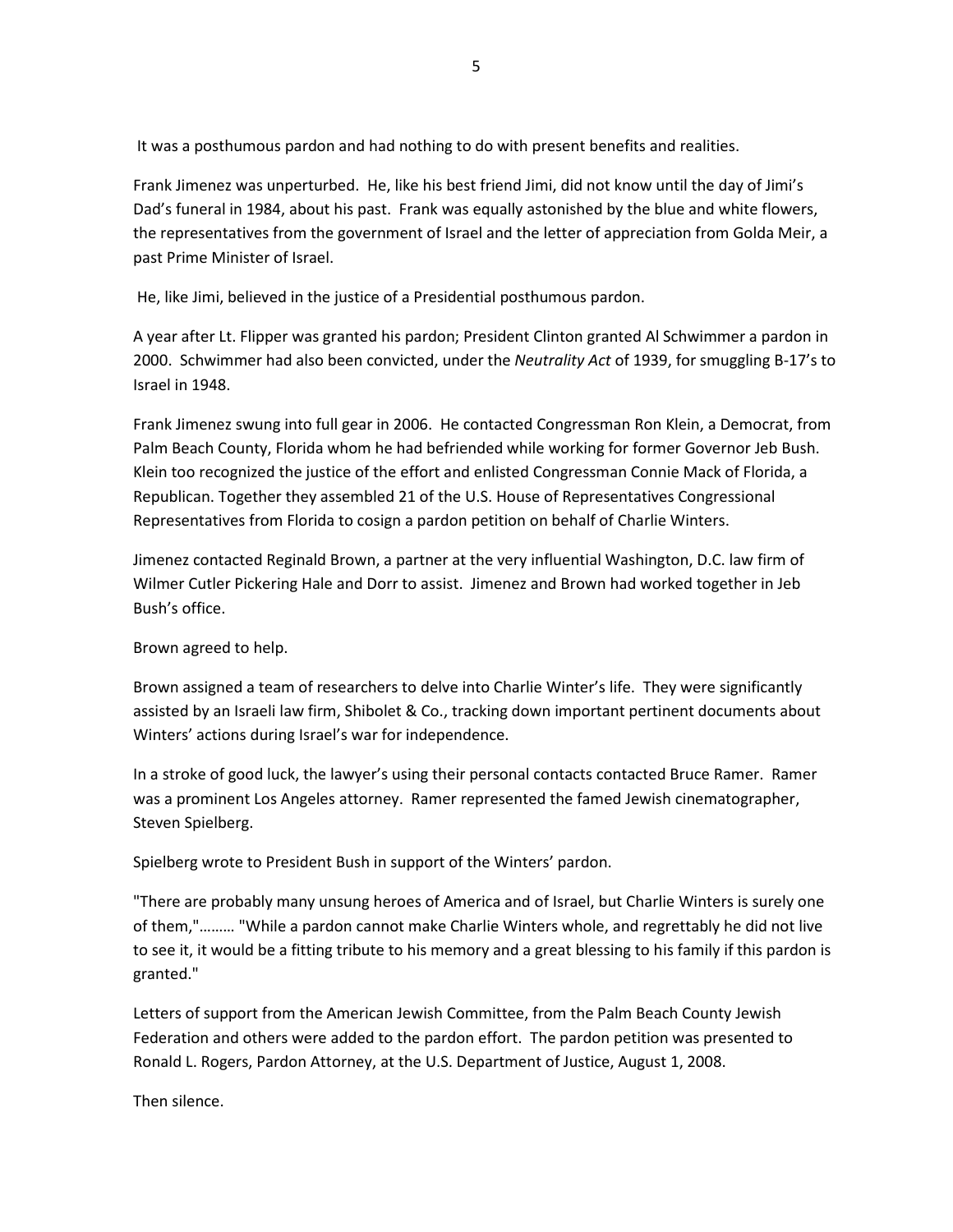It was a posthumous pardon and had nothing to do with present benefits and realities.

Frank Jimenez was unperturbed. He, like his best friend Jimi, did not know until the day of Jimi's Dad's funeral in 1984, about his past. Frank was equally astonished by the blue and white flowers, the representatives from the government of Israel and the letter of appreciation from Golda Meir, a past Prime Minister of Israel.

He, like Jimi, believed in the justice of a Presidential posthumous pardon.

A year after Lt. Flipper was granted his pardon; President Clinton granted Al Schwimmer a pardon in 2000. Schwimmer had also been convicted, under the *Neutrality Act* of 1939, for smuggling B-17's to Israel in 1948.

Frank Jimenez swung into full gear in 2006. He contacted Congressman Ron Klein, a Democrat, from Palm Beach County, Florida whom he had befriended while working for former Governor Jeb Bush. Klein too recognized the justice of the effort and enlisted Congressman Connie Mack of Florida, a Republican. Together they assembled 21 of the U.S. House of Representatives Congressional Representatives from Florida to cosign a pardon petition on behalf of Charlie Winters.

Jimenez contacted Reginald Brown, a partner at the very influential Washington, D.C. law firm of Wilmer Cutler Pickering Hale and Dorr to assist. Jimenez and Brown had worked together in Jeb Bush's office.

Brown agreed to help.

Brown assigned a team of researchers to delve into Charlie Winter's life. They were significantly assisted by an Israeli law firm, Shibolet & Co., tracking down important pertinent documents about Winters' actions during Israel's war for independence.

In a stroke of good luck, the lawyer's using their personal contacts contacted Bruce Ramer. Ramer was a prominent Los Angeles attorney. Ramer represented the famed Jewish cinematographer, Steven Spielberg.

Spielberg wrote to President Bush in support of the Winters' pardon.

"There are probably many unsung heroes of America and of Israel, but Charlie Winters is surely one of them,"……… "While a pardon cannot make Charlie Winters whole, and regrettably he did not live to see it, it would be a fitting tribute to his memory and a great blessing to his family if this pardon is granted."

Letters of support from the American Jewish Committee, from the Palm Beach County Jewish Federation and others were added to the pardon effort. The pardon petition was presented to Ronald L. Rogers, Pardon Attorney, at the U.S. Department of Justice, August 1, 2008.

Then silence.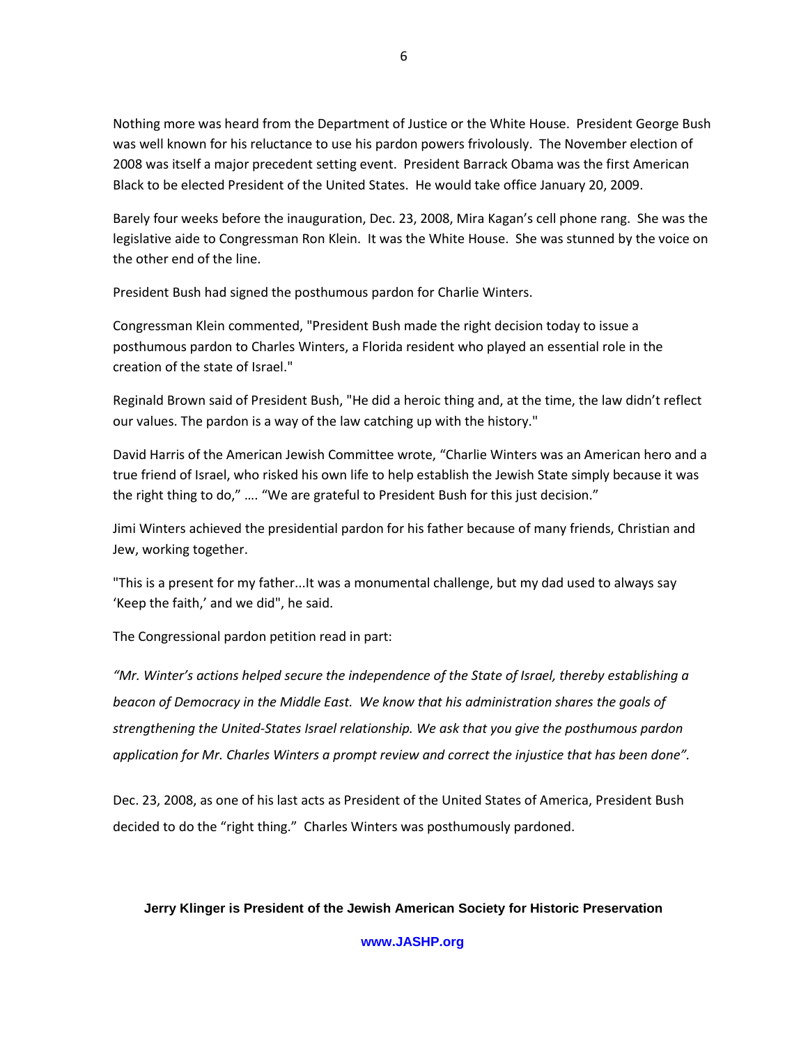Nothing more was heard from the Department of Justice or the White House. President George Bush was well known for his reluctance to use his pardon powers frivolously. The November election of 2008 was itself a major precedent setting event. President Barrack Obama was the first American Black to be elected President of the United States. He would take office January 20, 2009.

Barely four weeks before the inauguration, Dec. 23, 2008, Mira Kagan's cell phone rang. She was the legislative aide to Congressman Ron Klein. It was the White House. She was stunned by the voice on the other end of the line.

President Bush had signed the posthumous pardon for Charlie Winters.

Congressman Klein commented, "President Bush made the right decision today to issue a posthumous pardon to Charles Winters, a Florida resident who played an essential role in the creation of the state of Israel."

Reginald Brown said of President Bush, "He did a heroic thing and, at the time, the law didn't reflect our values. The pardon is a way of the law catching up with the history."

David Harris of the American Jewish Committee wrote, "Charlie Winters was an American hero and a true friend of Israel, who risked his own life to help establish the Jewish State simply because it was the right thing to do," …. "We are grateful to President Bush for this just decision."

Jimi Winters achieved the presidential pardon for his father because of many friends, Christian and Jew, working together.

"This is a present for my father...It was a monumental challenge, but my dad used to always say 'Keep the faith,' and we did", he said.

The Congressional pardon petition read in part:

*"Mr. Winter's actions helped secure the independence of the State of Israel, thereby establishing a beacon of Democracy in the Middle East. We know that his administration shares the goals of strengthening the United-States Israel relationship. We ask that you give the posthumous pardon application for Mr. Charles Winters a prompt review and correct the injustice that has been done".*

Dec. 23, 2008, as one of his last acts as President of the United States of America, President Bush decided to do the "right thing." Charles Winters was posthumously pardoned.

**Jerry Klinger is President of the Jewish American Society for Historic Preservation**

**www.JASHP.org**